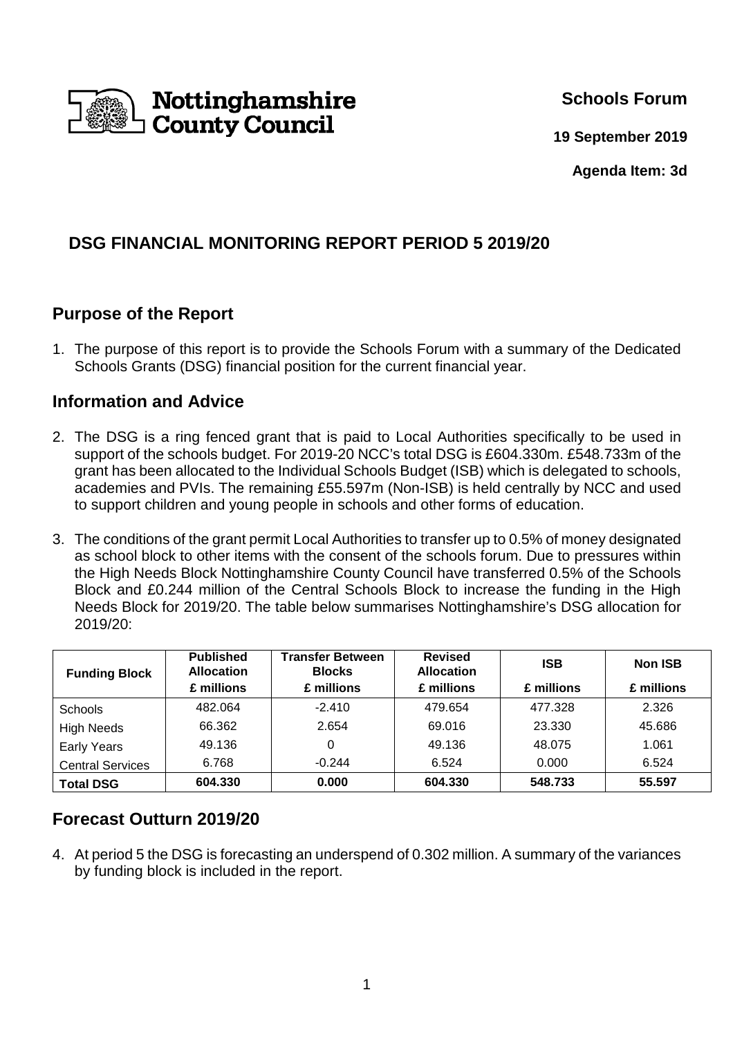Nottinghamshire County Council

**Schools Forum**

**19 September 2019**

**Agenda Item: 3d**

# DSG FINANCIAL MONITORING REPORT PERIOD 5 2019/20

## Purpose of the Report

1. The purpose of this report is to provide the Schools Forum with a summary of the Dedicated Schools Grants (DSG) financial position for the current financial year.

## Information and Advice

2. The DSG is a ring fenced grant that is paid to Local Authorities specifically to be used in support of the schools budget. For 2019-20 NCC's total DSG is £604.330m. £548.733m of the grant has been allocated to the Individual Schools Budget (ISB) which is delegated to schools, academies and PVIs. The remaining £55.597m (Non-ISB) is held centrally by NCC and used to support children and young people in schools and other forms of education.

3. The conditions of the grant permit Local Authorities to transfer up to 0.5% of money designated as school block to other items with the consent of the schools forum. Due to pressures within the High Needs Block Nottinghamshire County Council have transferred 0.5% of the Schools Block and £0.244 million of the Central Schools Block to increase the funding in the High Needs Block for 2019/20. The table below summarises Nottinghamshire's DSG allocation for 2019/20:

| Funding Block | Published Allocation £ millions | Transfer Between Blocks £ millions | Revised Allocation £ millions | ISB £ millions | Non ISB £ millions |
|---|---|---|---|---|---|
| Schools | 482.064 | -2.410 | 479.654 | 477.328 | 2.326 |
| High Needs | 66.362 | 2.654 | 69.016 | 23.330 | 45.686 |
| Early Years | 49.136 | 0 | 49.136 | 48.075 | 1.061 |
| Central Services | 6.768 | -0.244 | 6.524 | 0.000 | 6.524 |
| **Total DSG** | **604.330** | **0.000** | **604.330** | **548.733** | **55.597** |

## Forecast Outturn 2019/20

4. At period 5 the DSG is forecasting an underspend of 0.302 million. A summary of the variances by funding block is included in the report.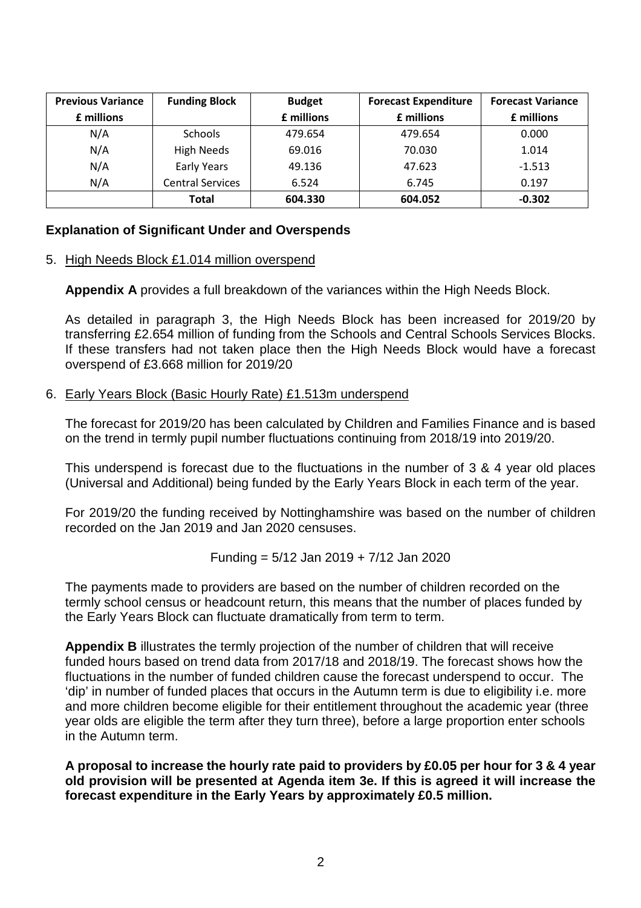| Previous Variance £ millions | Funding Block | Budget £ millions | Forecast Expenditure £ millions | Forecast Variance £ millions |
|---|---|---|---|---|
| N/A | Schools | 479.654 | 479.654 | 0.000 |
| N/A | High Needs | 69.016 | 70.030 | 1.014 |
| N/A | Early Years | 49.136 | 47.623 | -1.513 |
| N/A | Central Services | 6.524 | 6.745 | 0.197 |
| | **Total** | **604.330** | **604.052** | **-0.302** |

### Explanation of Significant Under and Overspends

5. High Needs Block £1.014 million overspend

   **Appendix A** provides a full breakdown of the variances within the High Needs Block.

   As detailed in paragraph 3, the High Needs Block has been increased for 2019/20 by transferring £2.654 million of funding from the Schools and Central Schools Services Blocks. If these transfers had not taken place then the High Needs Block would have a forecast overspend of £3.668 million for 2019/20

6. Early Years Block (Basic Hourly Rate) £1.513m underspend

   The forecast for 2019/20 has been calculated by Children and Families Finance and is based on the trend in termly pupil number fluctuations continuing from 2018/19 into 2019/20.

   This underspend is forecast due to the fluctuations in the number of 3 & 4 year old places (Universal and Additional) being funded by the Early Years Block in each term of the year.

   For 2019/20 the funding received by Nottinghamshire was based on the number of children recorded on the Jan 2019 and Jan 2020 censuses.

   Funding = 5/12 Jan 2019 + 7/12 Jan 2020

   The payments made to providers are based on the number of children recorded on the termly school census or headcount return, this means that the number of places funded by the Early Years Block can fluctuate dramatically from term to term.

   **Appendix B** illustrates the termly projection of the number of children that will receive funded hours based on trend data from 2017/18 and 2018/19. The forecast shows how the fluctuations in the number of funded children cause the forecast underspend to occur. The 'dip' in number of funded places that occurs in the Autumn term is due to eligibility i.e. more and more children become eligible for their entitlement throughout the academic year (three year olds are eligible the term after they turn three), before a large proportion enter schools in the Autumn term.

   **A proposal to increase the hourly rate paid to providers by £0.05 per hour for 3 & 4 year old provision will be presented at Agenda item 3e. If this is agreed it will increase the forecast expenditure in the Early Years by approximately £0.5 million.**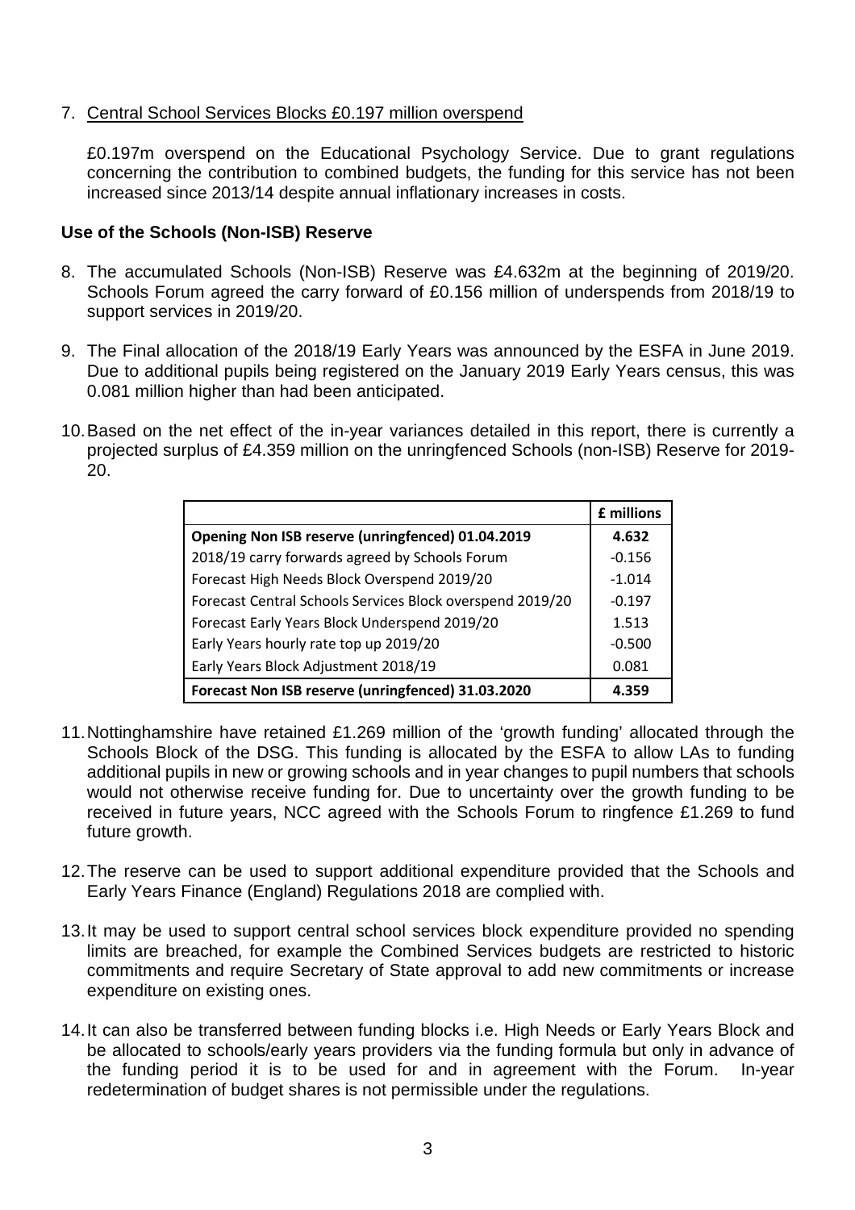7. <u>Central School Services Blocks £0.197 million overspend</u>

   £0.197m overspend on the Educational Psychology Service. Due to grant regulations concerning the contribution to combined budgets, the funding for this service has not been increased since 2013/14 despite annual inflationary increases in costs.

**Use of the Schools (Non-ISB) Reserve**

8. The accumulated Schools (Non-ISB) Reserve was £4.632m at the beginning of 2019/20. Schools Forum agreed the carry forward of £0.156 million of underspends from 2018/19 to support services in 2019/20.

9. The Final allocation of the 2018/19 Early Years was announced by the ESFA in June 2019. Due to additional pupils being registered on the January 2019 Early Years census, this was 0.081 million higher than had been anticipated.

10. Based on the net effect of the in-year variances detailed in this report, there is currently a projected surplus of £4.359 million on the unringfenced Schools (non-ISB) Reserve for 2019-20.

| | £ millions |
|---|---|
| **Opening Non ISB reserve (unringfenced) 01.04.2019** | **4.632** |
| 2018/19 carry forwards agreed by Schools Forum | -0.156 |
| Forecast High Needs Block Overspend 2019/20 | -1.014 |
| Forecast Central Schools Services Block overspend 2019/20 | -0.197 |
| Forecast Early Years Block Underspend 2019/20 | 1.513 |
| Early Years hourly rate top up 2019/20 | -0.500 |
| Early Years Block Adjustment 2018/19 | 0.081 |
| **Forecast Non ISB reserve (unringfenced) 31.03.2020** | **4.359** |

11. Nottinghamshire have retained £1.269 million of the 'growth funding' allocated through the Schools Block of the DSG. This funding is allocated by the ESFA to allow LAs to funding additional pupils in new or growing schools and in year changes to pupil numbers that schools would not otherwise receive funding for. Due to uncertainty over the growth funding to be received in future years, NCC agreed with the Schools Forum to ringfence £1.269 to fund future growth.

12. The reserve can be used to support additional expenditure provided that the Schools and Early Years Finance (England) Regulations 2018 are complied with.

13. It may be used to support central school services block expenditure provided no spending limits are breached, for example the Combined Services budgets are restricted to historic commitments and require Secretary of State approval to add new commitments or increase expenditure on existing ones.

14. It can also be transferred between funding blocks i.e. High Needs or Early Years Block and be allocated to schools/early years providers via the funding formula but only in advance of the funding period it is to be used for and in agreement with the Forum. In-year redetermination of budget shares is not permissible under the regulations.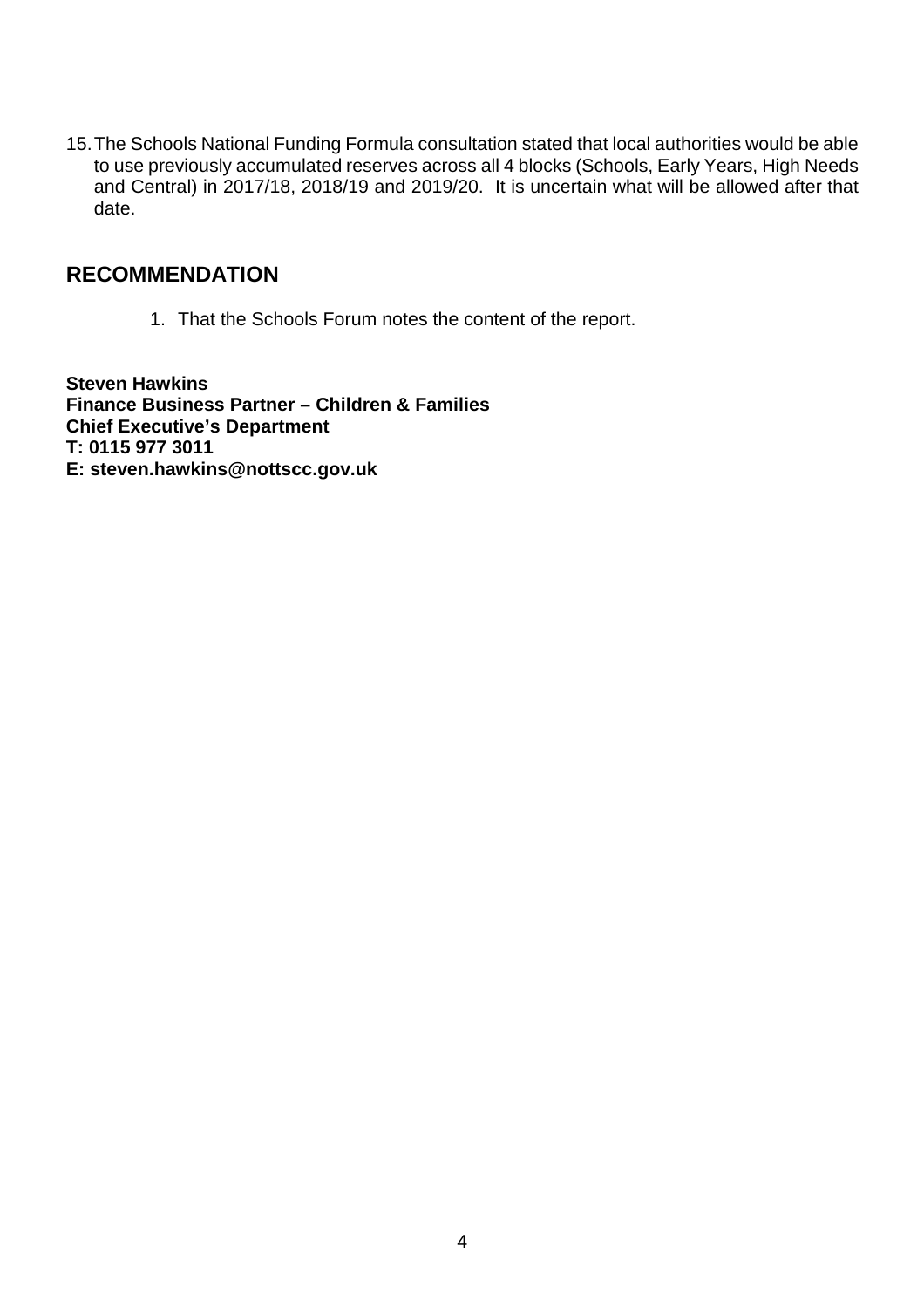15. The Schools National Funding Formula consultation stated that local authorities would be able to use previously accumulated reserves across all 4 blocks (Schools, Early Years, High Needs and Central) in 2017/18, 2018/19 and 2019/20. It is uncertain what will be allowed after that date.

## RECOMMENDATION

1. That the Schools Forum notes the content of the report.

**Steven Hawkins**
**Finance Business Partner – Children & Families**
**Chief Executive's Department**
**T: 0115 977 3011**
**E: steven.hawkins@nottscc.gov.uk**